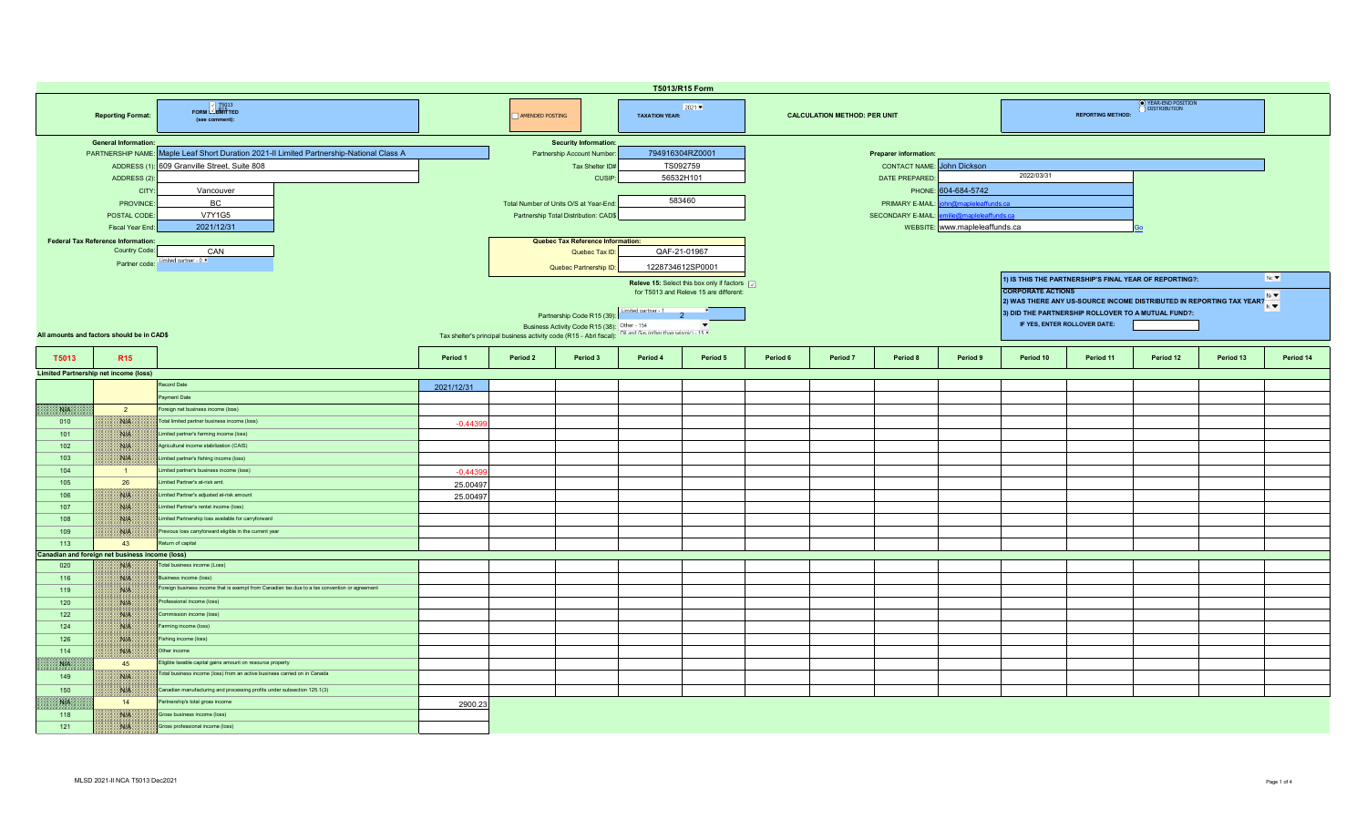# T5013/R15 Form

**Reporting Format:** FORM SUBMITTED (see comment): T5013 / R15

AMENDED POSTING

**TAXATION YEAR:** 2021

**CALCULATION METHOD: PER UNIT**

**REPORTING METHOD:** YEAR-END POSITION / DISTRIBUTION

**General Information:**

- PARTNERSHIP NAME: Maple Leaf Short Duration 2021-II Limited Partnership-National Class A
- ADDRESS (1): 609 Granville Street, Suite 808
- ADDRESS (2):
- CITY: Vancouver
- PROVINCE: BC
- POSTAL CODE: V7Y1G5
- Fiscal Year End: 2021/12/31

**Security Information:**

- Partnership Account Number: 794916304RZ0001
- Tax Shelter ID#: TS092759
- CUSIP: 56532H101
- Total Number of Units O/S at Year-End: 583460
- Partnership Total Distribution: CAD$

**Preparer information:**

- CONTACT NAME: John Dickson
- DATE PREPARED: 2022/03/31
- PHONE: 604-684-5742
- PRIMARY E-MAIL: john@mapleleaffunds.ca
- SECONDARY E-MAIL: emilie@mapleleaffunds.ca
- WEBSITE: www.mapleleaffunds.ca

**Federal Tax Reference Information:**

- Country Code: CAN
- Partner code: Limited partner - 0

**Quebec Tax Reference Information:**

- Quebec Tax ID: QAF-21-01967
- Quebec Partnership ID: 1228734612SP0001

Releve 15: Select this box only if factors for T5013 and Releve 15 are different:

- Partnership Code R15 (39): Limited partner - 1 — 2
- Business Activity Code R15 (38): Other - 154
- Tax shelter's principal business activity code (R15 - Abri fiscal): Oil and Gas (other than seismic) - 15

1) IS THIS THE PARTNERSHIP'S FINAL YEAR OF REPORTING?: No

**CORPORATE ACTIONS**

2) WAS THERE ANY US-SOURCE INCOME DISTRIBUTED IN REPORTING TAX YEAR?: No

3) DID THE PARTNERSHIP ROLLOVER TO A MUTUAL FUND?: No

IF YES, ENTER ROLLOVER DATE:

All amounts and factors should be in CAD$

| T5013 | R15 | | Period 1 | Period 2 | Period 3 | Period 4 | Period 5 | Period 6 | Period 7 | Period 8 | Period 9 | Period 10 | Period 11 | Period 12 | Period 13 | Period 14 |
|---|---|---|---|---|---|---|---|---|---|---|---|---|---|---|---|---|
| **Limited Partnership net income (loss)** | | | | | | | | | | | | | | | | |
| | | Record Date | 2021/12/31 | | | | | | | | | | | | | |
| | | Payment Date | | | | | | | | | | | | | | |
| N/A | 2 | Foreign net business income (loss) | | | | | | | | | | | | | | |
| 010 | N/A | Total limited partner business income (loss) | -0.44399 | | | | | | | | | | | | | |
| 101 | N/A | Limited partner's farming income (loss) | | | | | | | | | | | | | | |
| 102 | N/A | Agricultural income stabilization (CAIS) | | | | | | | | | | | | | | |
| 103 | N/A | Limited partner's fishing income (loss) | | | | | | | | | | | | | | |
| 104 | 1 | Limited partner's business income (loss) | -0.44399 | | | | | | | | | | | | | |
| 105 | 26 | Limited Partner's at-risk amt. | 25.00497 | | | | | | | | | | | | | |
| 106 | N/A | Limited Partner's adjusted at-risk amount | 25.00497 | | | | | | | | | | | | | |
| 107 | N/A | Limited Partner's rental income (loss) | | | | | | | | | | | | | | |
| 108 | N/A | Limited Partnership loss available for carryforward | | | | | | | | | | | | | | |
| 109 | N/A | Previous loss carryforward eligible in the current year | | | | | | | | | | | | | | |
| 113 | 43 | Return of capital | | | | | | | | | | | | | | |
| **Canadian and foreign net business income (loss)** | | | | | | | | | | | | | | | | |
| 020 | N/A | Total business income (Loss) | | | | | | | | | | | | | | |
| 116 | N/A | Business income (loss) | | | | | | | | | | | | | | |
| 119 | N/A | Foreign business income that is exempt from Canadian tax due to a tax convention or agreement | | | | | | | | | | | | | | |
| 120 | N/A | Professional income (loss) | | | | | | | | | | | | | | |
| 122 | N/A | Commission income (loss) | | | | | | | | | | | | | | |
| 124 | N/A | Farming income (loss) | | | | | | | | | | | | | | |
| 126 | N/A | Fishing income (loss) | | | | | | | | | | | | | | |
| 114 | N/A | Other income | | | | | | | | | | | | | | |
| N/A | 45 | Eligible taxable capital gains amount on resource property | | | | | | | | | | | | | | |
| 149 | N/A | Total business income (loss) from an active business carried on in Canada | | | | | | | | | | | | | | |
| 150 | N/A | Canadian manufacturing and processing profits under subsection 125.1(3) | | | | | | | | | | | | | | |
| N/A | 14 | Partnership's total gross income | 2900.23 | | | | | | | | | | | | | |
| 118 | N/A | Gross business income (loss) | | | | | | | | | | | | | | |
| 121 | N/A | Gross professional income (loss) | | | | | | | | | | | | | | |

MLSD 2021-II NCA T5013 Dec2021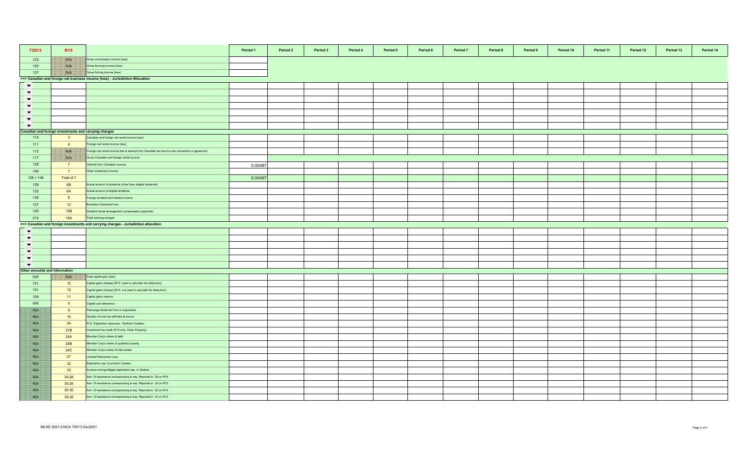| T5013 | R15 | | Period 1 | Period 2 | Period 3 | Period 4 | Period 5 | Period 6 | Period 7 | Period 8 | Period 9 | Period 10 | Period 11 | Period 12 | Period 13 | Period 14 |
|---|---|---|---|---|---|---|---|---|---|---|---|---|---|---|---|---|
| 123 | N/A | Gross commission income (loss) | | | | | | | | | | | | | | |
| 125 | N/A | Gross farming income (loss) | | | | | | | | | | | | | | |
| 127 | N/A | Gross fishing income (loss) | | | | | | | | | | | | | | |
| >>> Canadian and foreign net business income (loss) - Jurisdiction Allocation | | | | | | | | | | | | | | | | |
| | | | | | | | | | | | | | | | | |
| | | | | | | | | | | | | | | | | |
| | | | | | | | | | | | | | | | | |
| | | | | | | | | | | | | | | | | |
| | | | | | | | | | | | | | | | | |
| | | | | | | | | | | | | | | | | |
| | | | | | | | | | | | | | | | | |
| Canadian and foreign investments and carrying charges | | | | | | | | | | | | | | | | |
| 110 | 3 | Canadian and foreign net rental income (loss) | | | | | | | | | | | | | | |
| 111 | 4 | Foreign net rental income (loss) | | | | | | | | | | | | | | |
| 112 | N/A | Foreign net rental income that is exempt from Canadian tax due to a tax convention or agreement | | | | | | | | | | | | | | |
| 117 | N/A | Gross Canadian and foreign rental income | | | | | | | | | | | | | | |
| 128 | 7 | Interest from Canadian sources | 0.00497 | | | | | | | | | | | | | |
| 146 | 7 | Other investment income | | | | | | | | | | | | | | |
| 128 + 146 | Total of 7 | | 0.00497 | | | | | | | | | | | | | |
| 129 | 6B | Actual amount of dividends (other than eligible dividends) | | | | | | | | | | | | | | |
| 132 | 6A | Actual amount of eligible dividends | | | | | | | | | | | | | | |
| 135 | 8 | Foreign dividend and interest income | | | | | | | | | | | | | | |
| 137 | 13 | Business investment loss | | | | | | | | | | | | | | |
| 145 | 15B | Dividend rental arrangement compensation payments | | | | | | | | | | | | | | |
| 210 | 15A | Total carrying charges | | | | | | | | | | | | | | |
| >>> Canadian and foreign investments and carrying charges - Jurisdiction allocation | | | | | | | | | | | | | | | | |
| | | | | | | | | | | | | | | | | |
| | | | | | | | | | | | | | | | | |
| | | | | | | | | | | | | | | | | |
| | | | | | | | | | | | | | | | | |
| | | | | | | | | | | | | | | | | |
| | | | | | | | | | | | | | | | | |
| Other amounts and information | | | | | | | | | | | | | | | | |
| 030 | N/A | Total capital gain (loss) | | | | | | | | | | | | | | |
| 151 | 10 | Capital gains (losses) [R15: used to calculate the deduction] | | | | | | | | | | | | | | |
| 151 | 12 | Capital gains (losses) [R15: not used to calculate the deduction] | | | | | | | | | | | | | | |
| 159 | 11 | Capital gains reserve | | | | | | | | | | | | | | |
| 040 | 5 | Capital cost allowance | | | | | | | | | | | | | | |
| N/A | 9 | Patronage dividends from a cooperative | | | | | | | | | | | | | | |
| N/A | 16 | Quebec income tax withheld at source | | | | | | | | | | | | | | |
| N/A | 34 | R15: Exploration expenses - Northern Quebec | | | | | | | | | | | | | | |
| N/A | 21B | Investment tax credit (R15 only: Other Property) | | | | | | | | | | | | | | |
| N/A | 24A | Member Corp's share of debt | | | | | | | | | | | | | | |
| N/A | 24B | Member Corp's share of qualified property | | | | | | | | | | | | | | |
| N/A | 24C | Member Corp's share of total assets | | | | | | | | | | | | | | |
| N/A | 27 | Limited Partnership Loss | | | | | | | | | | | | | | |
| N/A | 32 | Exploration exp. Incurred in Quebec | | | | | | | | | | | | | | |
| N/A | 33 | Surface mining/oil&gas exploration exp. in Quebec | | | | | | | | | | | | | | |
| N/A | 35-28 | Amt. Of assistance corresponding to exp. Reported in 28 on R15 | | | | | | | | | | | | | | |
| N/A | 35-29 | Amt. Of assistance corresponding to exp. Reported in 30 on R15 | | | | | | | | | | | | | | |
| N/A | 35-30 | Amt. Of assistance corresponding to exp. Reported in 32 on R15 | | | | | | | | | | | | | | |
| N/A | 35-32 | Amt. Of assistance corresponding to exp. Reported in 33 on R15 | | | | | | | | | | | | | | |

MLSD 2021-II NCA T5013 Dec2021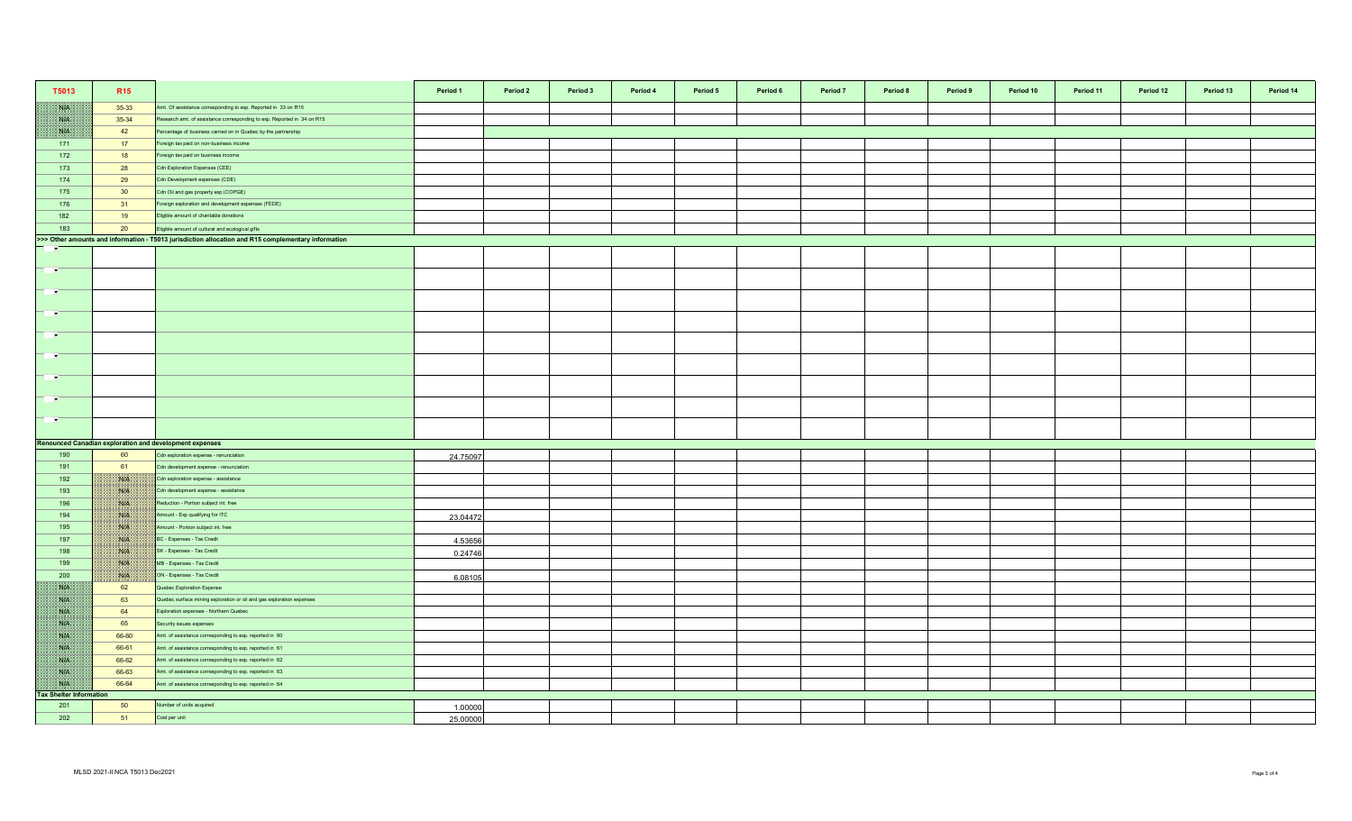| T5013 | R15 | | Period 1 | Period 2 | Period 3 | Period 4 | Period 5 | Period 6 | Period 7 | Period 8 | Period 9 | Period 10 | Period 11 | Period 12 | Period 13 | Period 14 |
|---|---|---|---|---|---|---|---|---|---|---|---|---|---|---|---|---|
| N/A | 35-33 | Amt. Of assistance corresponding to exp. Reported in 33 on R15 | | | | | | | | | | | | | | |
| N/A | 35-34 | Research amt. of assistance corresponding to exp. Reported in 34 on R15 | | | | | | | | | | | | | | |
| N/A | 42 | Percentage of business carried on in Quebec by the partnership | | | | | | | | | | | | | | |
| 171 | 17 | Foreign tax paid on non-business income | | | | | | | | | | | | | | |
| 172 | 18 | Foreign tax paid on business income | | | | | | | | | | | | | | |
| 173 | 28 | Cdn Exploration Expenses (CEE) | | | | | | | | | | | | | | |
| 174 | 29 | Cdn Development expenses (CDE) | | | | | | | | | | | | | | |
| 175 | 30 | Cdn Oil and gas property exp (COPGE) | | | | | | | | | | | | | | |
| 176 | 31 | Foreign exploration and development expenses (FEDE) | | | | | | | | | | | | | | |
| 182 | 19 | Eligible amount of charitable donations | | | | | | | | | | | | | | |
| 183 | 20 | Eligible amount of cultural and ecological gifts | | | | | | | | | | | | | | |
| **>>> Other amounts and information - T5013 jurisdiction allocation and R15 complementary information** | | | | | | | | | | | | | | | | |
| | | | | | | | | | | | | | | | | |
| | | | | | | | | | | | | | | | | |
| | | | | | | | | | | | | | | | | |
| | | | | | | | | | | | | | | | | |
| | | | | | | | | | | | | | | | | |
| | | | | | | | | | | | | | | | | |
| | | | | | | | | | | | | | | | | |
| | | | | | | | | | | | | | | | | |
| | | | | | | | | | | | | | | | | |
| **Renounced Canadian exploration and development expenses** | | | | | | | | | | | | | | | | |
| 190 | 60 | Cdn exploration expense - renunciation | 24.75097 | | | | | | | | | | | | | |
| 191 | 61 | Cdn development expense - renunciation | | | | | | | | | | | | | | |
| 192 | N/A | Cdn exploration expense - assistance | | | | | | | | | | | | | | |
| 193 | N/A | Cdn development expense - assistance | | | | | | | | | | | | | | |
| 196 | N/A | Reduction - Portion subject int. free | | | | | | | | | | | | | | |
| 194 | N/A | Amount - Exp qualifying for ITC | 23.04472 | | | | | | | | | | | | | |
| 195 | N/A | Amount - Portion subject int. free | | | | | | | | | | | | | | |
| 197 | N/A | BC - Expenses - Tax Credit | 4.53656 | | | | | | | | | | | | | |
| 198 | N/A | SK - Expenses - Tax Credit | 0.24746 | | | | | | | | | | | | | |
| 199 | N/A | MB - Expenses - Tax Credit | | | | | | | | | | | | | | |
| 200 | N/A | ON - Expenses - Tax Credit | 6.08105 | | | | | | | | | | | | | |
| N/A | 62 | Quebec Exploration Expense | | | | | | | | | | | | | | |
| N/A | 63 | Quebec surface mining exploration or oil and gas exploration expenses | | | | | | | | | | | | | | |
| N/A | 64 | Exploration expenses - Northern Quebec | | | | | | | | | | | | | | |
| N/A | 65 | Security issues expenses | | | | | | | | | | | | | | |
| N/A | 66-60 | Amt. of assistance corresponding to exp. reported in 60 | | | | | | | | | | | | | | |
| N/A | 66-61 | Amt. of assistance corresponding to exp. reported in 61 | | | | | | | | | | | | | | |
| N/A | 66-62 | Amt. of assistance corresponding to exp. reported in 62 | | | | | | | | | | | | | | |
| N/A | 66-63 | Amt. of assistance corresponding to exp. reported in 63 | | | | | | | | | | | | | | |
| N/A | 66-64 | Amt. of assistance corresponding to exp. reported in 64 | | | | | | | | | | | | | | |
| **Tax Shelter Information** | | | | | | | | | | | | | | | | |
| 201 | 50 | Number of units acquired | 1.00000 | | | | | | | | | | | | | |
| 202 | 51 | Cost per unit | 25.00000 | | | | | | | | | | | | | |

MLSD 2021-II NCA T5013 Dec2021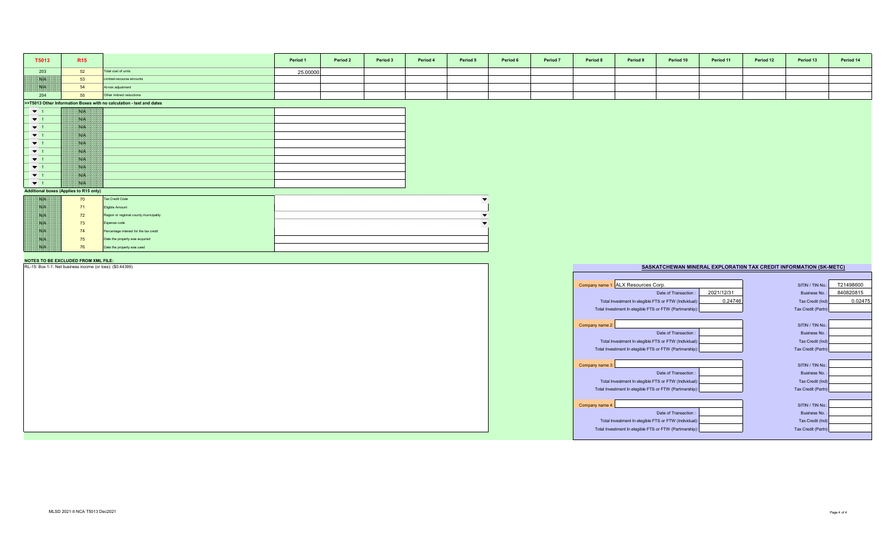| T5013 | R15 | | Period 1 | Period 2 | Period 3 | Period 4 | Period 5 | Period 6 | Period 7 | Period 8 | Period 9 | Period 10 | Period 11 | Period 12 | Period 13 | Period 14 |
|---|---|---|---|---|---|---|---|---|---|---|---|---|---|---|---|---|
| 203 | 52 | Total cost of units | 25.00000 | | | | | | | | | | | | | |
| N/A | 53 | Limited-recourse amounts | | | | | | | | | | | | | | |
| N/A | 54 | At-risk adjustment | | | | | | | | | | | | | | |
| 204 | 55 | Other indirect reductions | | | | | | | | | | | | | | |

**>>T5013 Other Information Boxes with no calculation - text and dates**

| | | | |
|---|---|---|---|
| 1 | N/A | | |
| 1 | N/A | | |
| 1 | N/A | | |
| 1 | N/A | | |
| 1 | N/A | | |
| 1 | N/A | | |
| 1 | N/A | | |
| 1 | N/A | | |
| 1 | N/A | | |
| 1 | N/A | | |

**Additional boxes (Applies to R15 only)**

| | | | |
|---|---|---|---|
| N/A | 70 | Tax Credit Code | |
| N/A | 71 | Eligible Amount | |
| N/A | 72 | Region or regional county municipality | |
| N/A | 73 | Expense code | |
| N/A | 74 | Percentage interest for the tax credit | |
| N/A | 75 | Date the property was acquired | |
| N/A | 76 | Date the property was used | |

**NOTES TO BE EXCLUDED FROM XML FILE:**

RL-15: Box 1-1: Net business income (or loss): ($0.44399)

## SASKATCHEWAN MINERAL EXPLORATION TAX CREDIT INFORMATION (SK-METC)

| | | | |
|---|---|---|---|
| Company name 1: | ALX Resources Corp. | SITIN / TIN No.: | T21498600 |
| Date of Transaction : | 2021/12/31 | Business No. : | 840820815 |
| Total Investment In elegible FTS or FTW (Individual): | 0.24746 | Tax Credit (Ind) | 0.02475 |
| Total Investment In elegible FTS or FTW (Partnership): | | Tax Credit (Partn) | |
| Company name 2: | | SITIN / TIN No.: | |
| Date of Transaction : | | Business No. : | |
| Total Investment In elegible FTS or FTW (Individual): | | Tax Credit (Ind) | |
| Total Investment In elegible FTS or FTW (Partnership): | | Tax Credit (Partn) | |
| Company name 3: | | SITIN / TIN No.: | |
| Date of Transaction : | | Business No. : | |
| Total Investment In elegible FTS or FTW (Individual): | | Tax Credit (Ind) | |
| Total Investment In elegible FTS or FTW (Partnership): | | Tax Credit (Partn) | |
| Company name 4: | | SITIN / TIN No.: | |
| Date of Transaction : | | Business No. : | |
| Total Investment In elegible FTS or FTW (Individual): | | Tax Credit (Ind) | |
| Total Investment In elegible FTS or FTW (Partnership): | | Tax Credit (Partn) | |

MLSD 2021-II NCA T5013 Dec2021